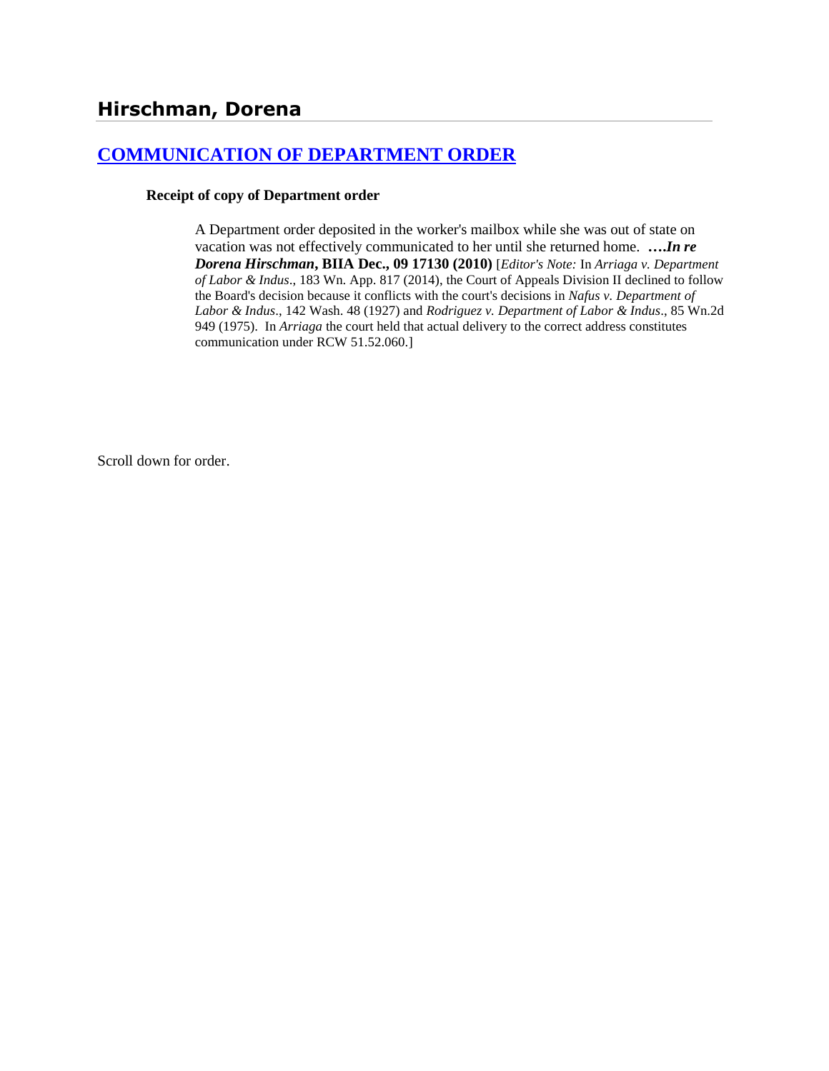## Hirschman, Dorena

### [COMMUNICATION OF DEPARTMENT ORDER]

**Receipt of copy of Department order**

A Department order deposited in the worker's mailbox while she was out of state on vacation was not effectively communicated to her until she returned home. **….*In re Dorena Hirschman*, BIIA Dec., 09 17130 (2010)** [*Editor's Note:* In *Arriaga v. Department of Labor & Indus*., 183 Wn. App. 817 (2014), the Court of Appeals Division II declined to follow the Board's decision because it conflicts with the court's decisions in *Nafus v. Department of Labor & Indus*., 142 Wash. 48 (1927) and *Rodriguez v. Department of Labor & Indus*., 85 Wn.2d 949 (1975). In *Arriaga* the court held that actual delivery to the correct address constitutes communication under RCW 51.52.060.]

Scroll down for order.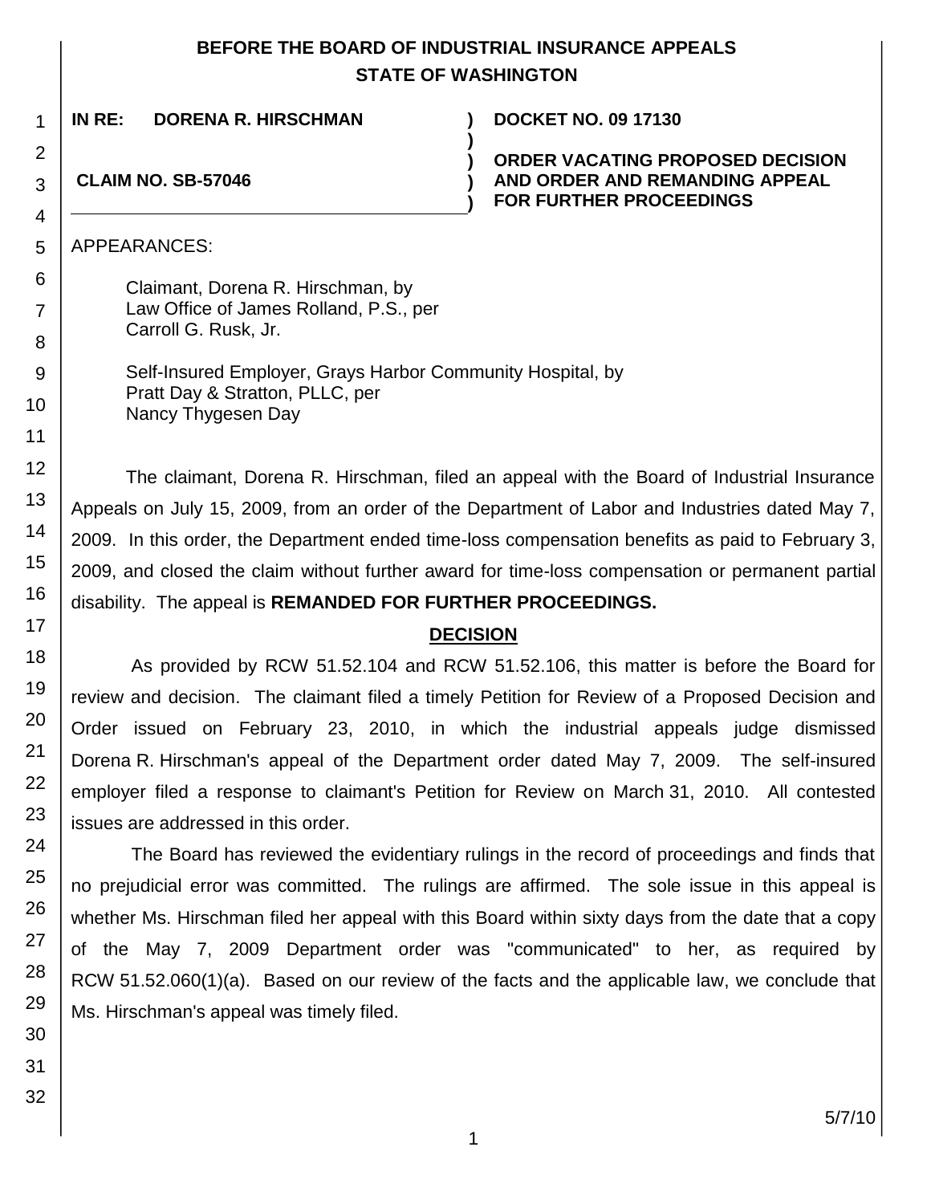BEFORE THE BOARD OF INDUSTRIAL INSURANCE APPEALS
STATE OF WASHINGTON

| | | |
|---|---|---|
| **IN RE: DORENA R. HIRSCHMAN** | **)** | **DOCKET NO. 09 17130** |
| | **)** | |
| **CLAIM NO. SB-57046** | **)** | **ORDER VACATING PROPOSED DECISION AND ORDER AND REMANDING APPEAL FOR FURTHER PROCEEDINGS** |

APPEARANCES:

Claimant, Dorena R. Hirschman, by
Law Office of James Rolland, P.S., per
Carroll G. Rusk, Jr.

Self-Insured Employer, Grays Harbor Community Hospital, by
Pratt Day & Stratton, PLLC, per
Nancy Thygesen Day

The claimant, Dorena R. Hirschman, filed an appeal with the Board of Industrial Insurance Appeals on July 15, 2009, from an order of the Department of Labor and Industries dated May 7, 2009. In this order, the Department ended time-loss compensation benefits as paid to February 3, 2009, and closed the claim without further award for time-loss compensation or permanent partial disability. The appeal is **REMANDED FOR FURTHER PROCEEDINGS.**

## DECISION

As provided by RCW 51.52.104 and RCW 51.52.106, this matter is before the Board for review and decision. The claimant filed a timely Petition for Review of a Proposed Decision and Order issued on February 23, 2010, in which the industrial appeals judge dismissed Dorena R. Hirschman's appeal of the Department order dated May 7, 2009. The self-insured employer filed a response to claimant's Petition for Review on March 31, 2010. All contested issues are addressed in this order.

The Board has reviewed the evidentiary rulings in the record of proceedings and finds that no prejudicial error was committed. The rulings are affirmed. The sole issue in this appeal is whether Ms. Hirschman filed her appeal with this Board within sixty days from the date that a copy of the May 7, 2009 Department order was "communicated" to her, as required by RCW 51.52.060(1)(a). Based on our review of the facts and the applicable law, we conclude that Ms. Hirschman's appeal was timely filed.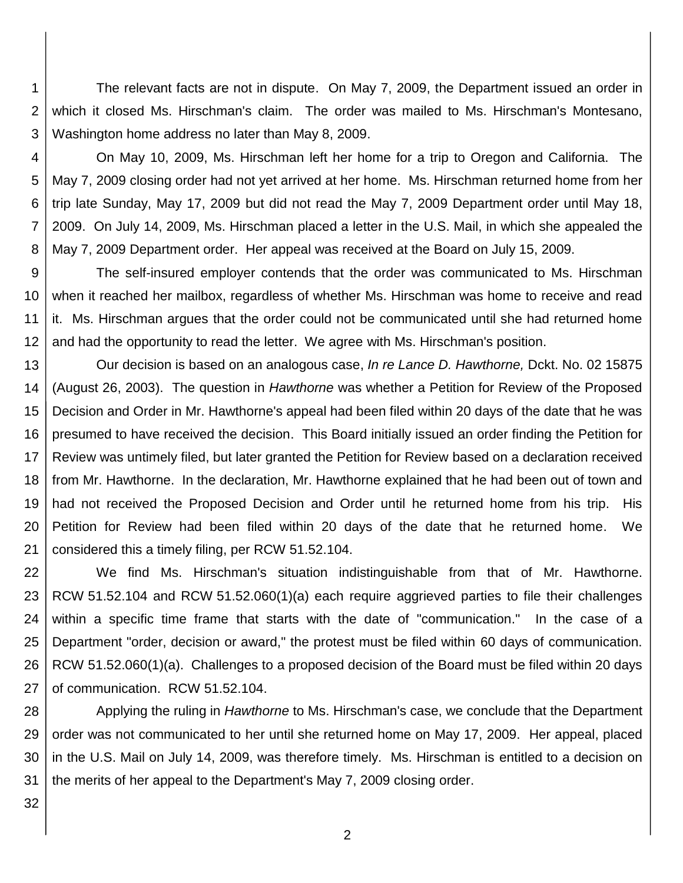The relevant facts are not in dispute. On May 7, 2009, the Department issued an order in which it closed Ms. Hirschman's claim. The order was mailed to Ms. Hirschman's Montesano, Washington home address no later than May 8, 2009.

On May 10, 2009, Ms. Hirschman left her home for a trip to Oregon and California. The May 7, 2009 closing order had not yet arrived at her home. Ms. Hirschman returned home from her trip late Sunday, May 17, 2009 but did not read the May 7, 2009 Department order until May 18, 2009. On July 14, 2009, Ms. Hirschman placed a letter in the U.S. Mail, in which she appealed the May 7, 2009 Department order. Her appeal was received at the Board on July 15, 2009.

The self-insured employer contends that the order was communicated to Ms. Hirschman when it reached her mailbox, regardless of whether Ms. Hirschman was home to receive and read it. Ms. Hirschman argues that the order could not be communicated until she had returned home and had the opportunity to read the letter. We agree with Ms. Hirschman's position.

Our decision is based on an analogous case, *In re Lance D. Hawthorne,* Dckt. No. 02 15875 (August 26, 2003). The question in *Hawthorne* was whether a Petition for Review of the Proposed Decision and Order in Mr. Hawthorne's appeal had been filed within 20 days of the date that he was presumed to have received the decision. This Board initially issued an order finding the Petition for Review was untimely filed, but later granted the Petition for Review based on a declaration received from Mr. Hawthorne. In the declaration, Mr. Hawthorne explained that he had been out of town and had not received the Proposed Decision and Order until he returned home from his trip. His Petition for Review had been filed within 20 days of the date that he returned home. We considered this a timely filing, per RCW 51.52.104.

We find Ms. Hirschman's situation indistinguishable from that of Mr. Hawthorne. RCW 51.52.104 and RCW 51.52.060(1)(a) each require aggrieved parties to file their challenges within a specific time frame that starts with the date of "communication." In the case of a Department "order, decision or award," the protest must be filed within 60 days of communication. RCW 51.52.060(1)(a). Challenges to a proposed decision of the Board must be filed within 20 days of communication. RCW 51.52.104.

Applying the ruling in *Hawthorne* to Ms. Hirschman's case, we conclude that the Department order was not communicated to her until she returned home on May 17, 2009. Her appeal, placed in the U.S. Mail on July 14, 2009, was therefore timely. Ms. Hirschman is entitled to a decision on the merits of her appeal to the Department's May 7, 2009 closing order.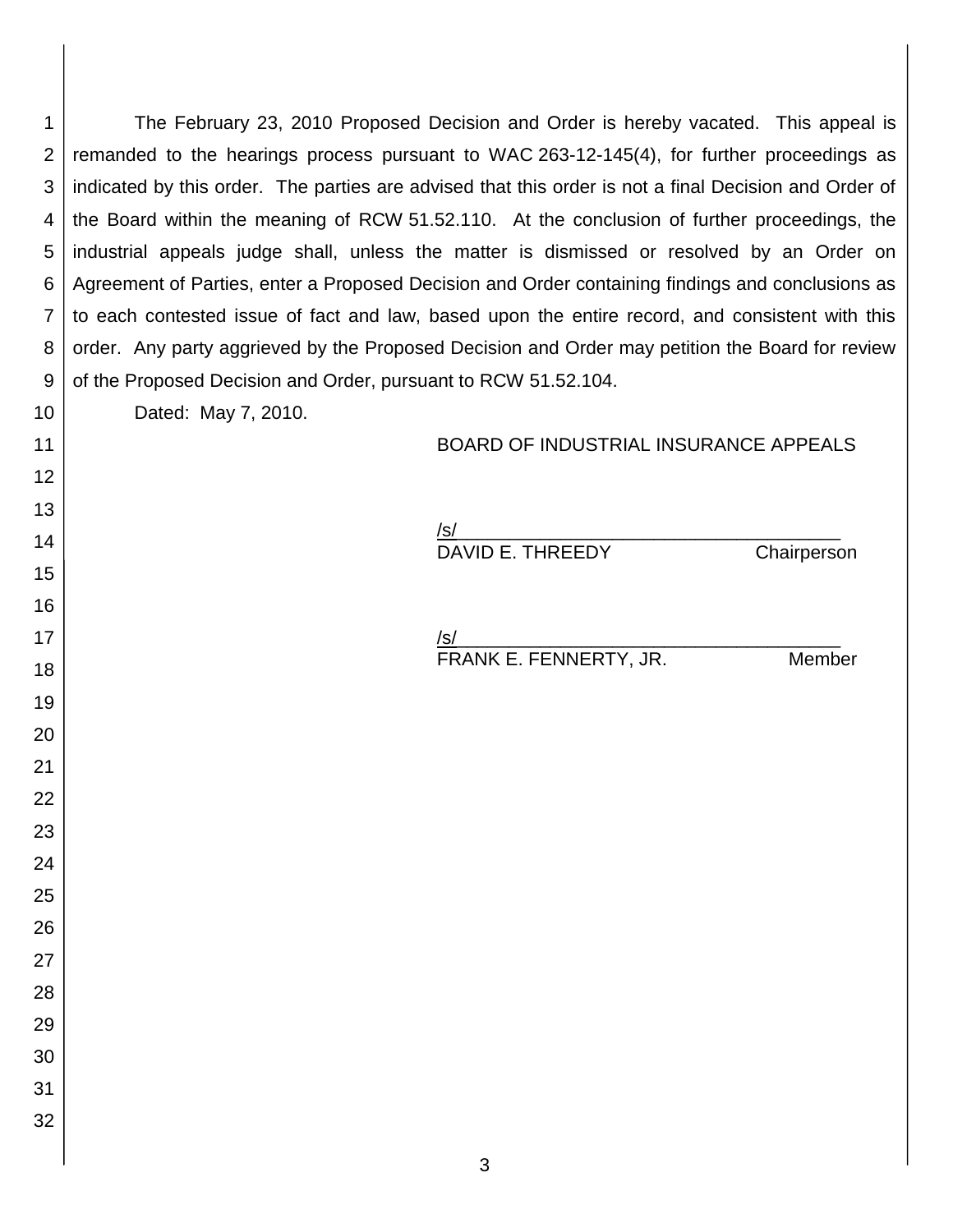The February 23, 2010 Proposed Decision and Order is hereby vacated. This appeal is remanded to the hearings process pursuant to WAC 263-12-145(4), for further proceedings as indicated by this order. The parties are advised that this order is not a final Decision and Order of the Board within the meaning of RCW 51.52.110. At the conclusion of further proceedings, the industrial appeals judge shall, unless the matter is dismissed or resolved by an Order on Agreement of Parties, enter a Proposed Decision and Order containing findings and conclusions as to each contested issue of fact and law, based upon the entire record, and consistent with this order. Any party aggrieved by the Proposed Decision and Order may petition the Board for review of the Proposed Decision and Order, pursuant to RCW 51.52.104.

Dated: May 7, 2010.

BOARD OF INDUSTRIAL INSURANCE APPEALS

/s/
DAVID E. THREEDY Chairperson

/s/
FRANK E. FENNERTY, JR. Member